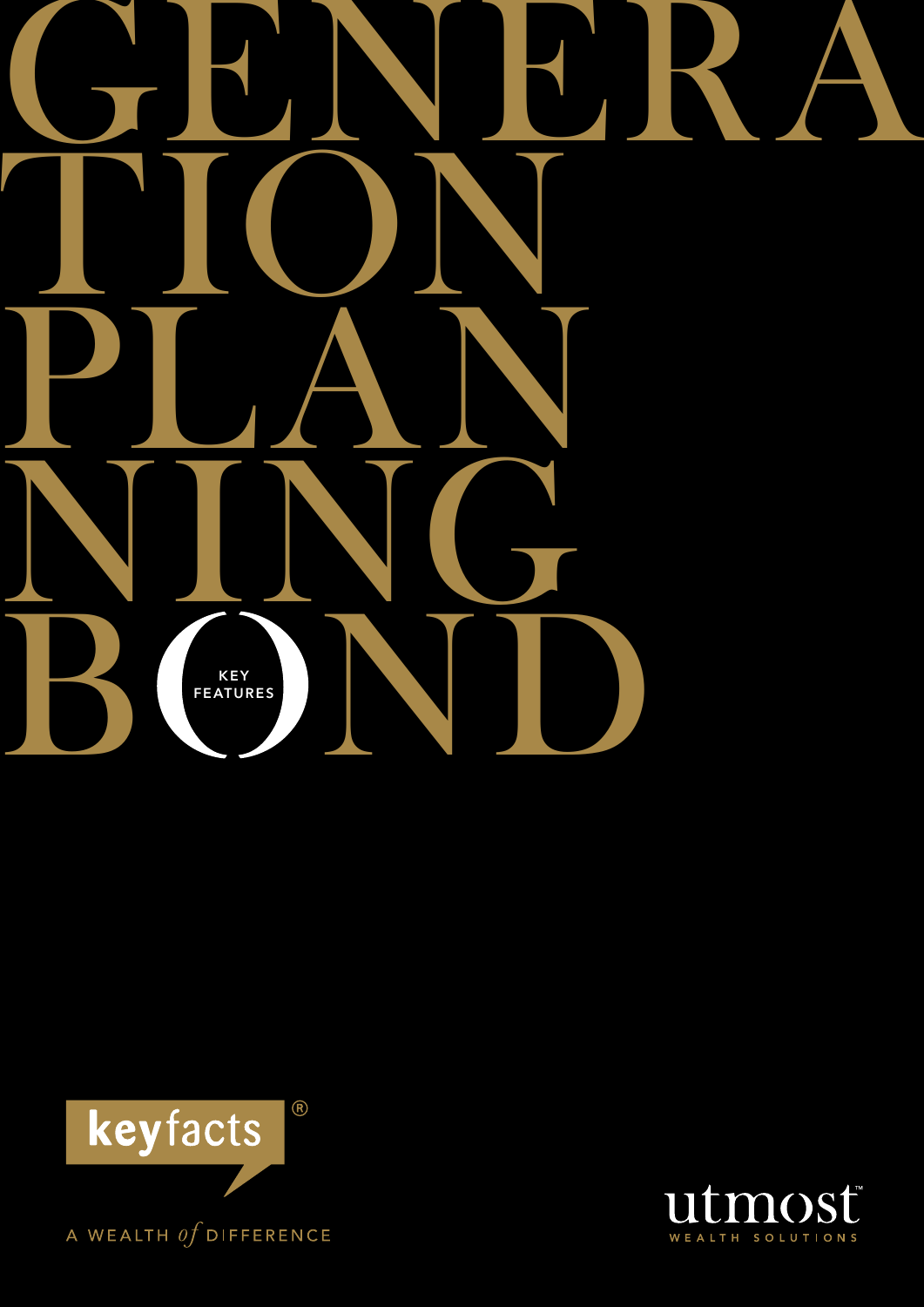# GENERATION PLANNING BOND

KEY FEATURES

keyfacts®

A WEALTH *of* DIFFERENCE

utmost™ WEALTH SOLUTIONS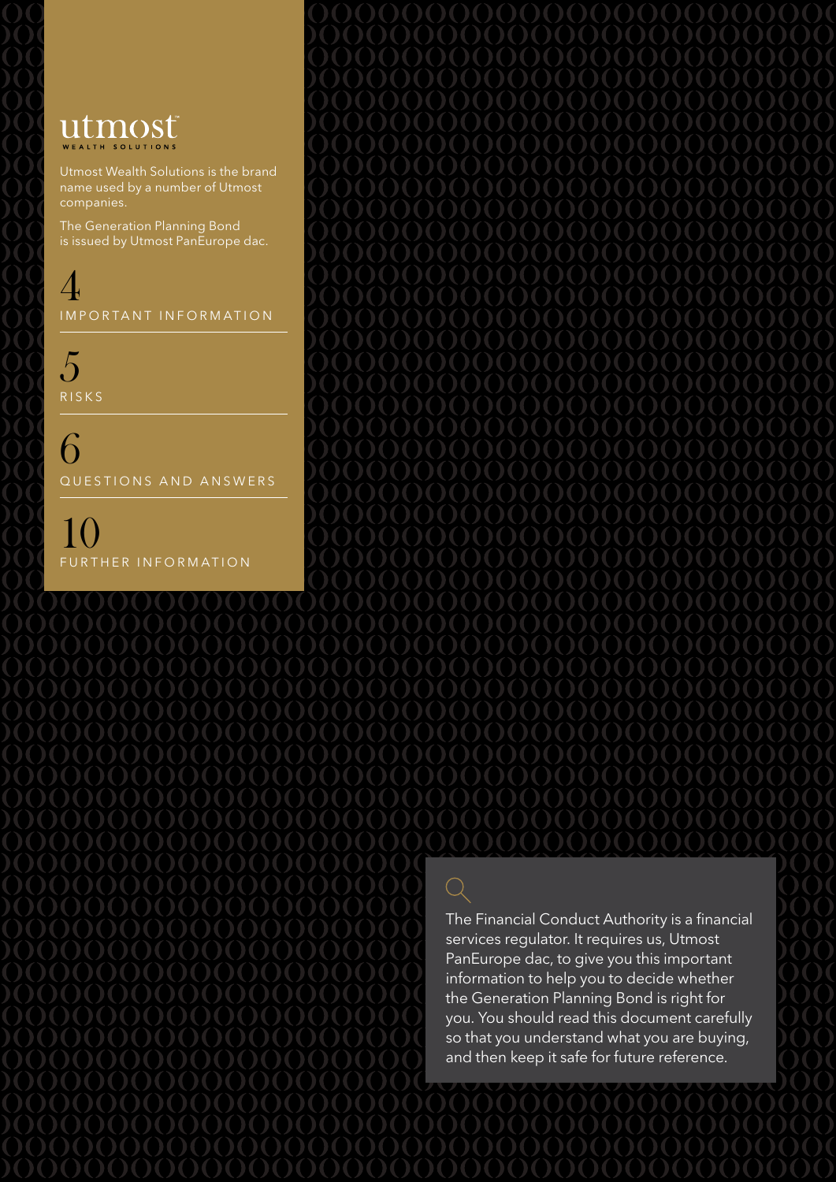utmost
WEALTH SOLUTIONS

Utmost Wealth Solutions is the brand name used by a number of Utmost companies.

The Generation Planning Bond is issued by Utmost PanEurope dac.

4
IMPORTANT INFORMATION

5
RISKS

6
QUESTIONS AND ANSWERS

10
FURTHER INFORMATION

The Financial Conduct Authority is a financial services regulator. It requires us, Utmost PanEurope dac, to give you this important information to help you to decide whether the Generation Planning Bond is right for you. You should read this document carefully so that you understand what you are buying, and then keep it safe for future reference.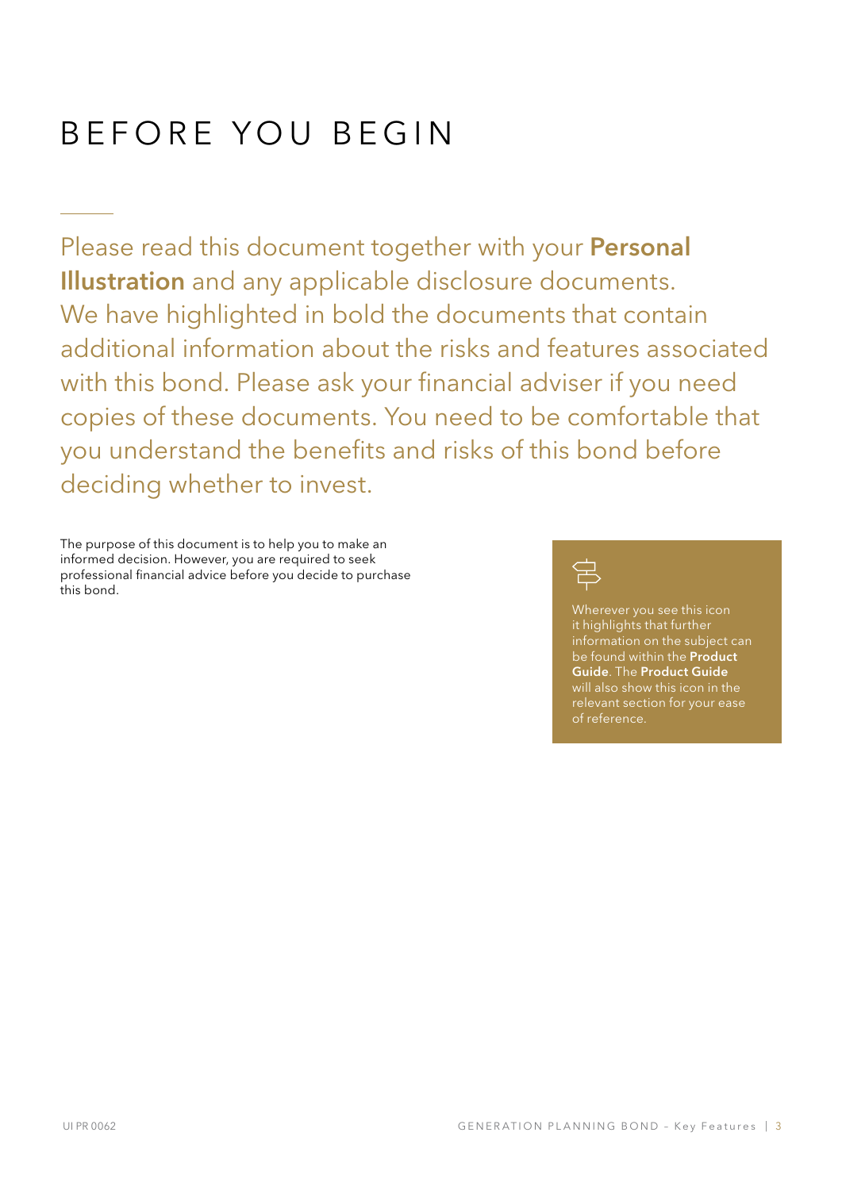# BEFORE YOU BEGIN

Please read this document together with your **Personal Illustration** and any applicable disclosure documents. We have highlighted in bold the documents that contain additional information about the risks and features associated with this bond. Please ask your financial adviser if you need copies of these documents. You need to be comfortable that you understand the benefits and risks of this bond before deciding whether to invest.

The purpose of this document is to help you to make an informed decision. However, you are required to seek professional financial advice before you decide to purchase this bond.

Wherever you see this icon it highlights that further information on the subject can be found within the **Product Guide**. The **Product Guide** will also show this icon in the relevant section for your ease of reference.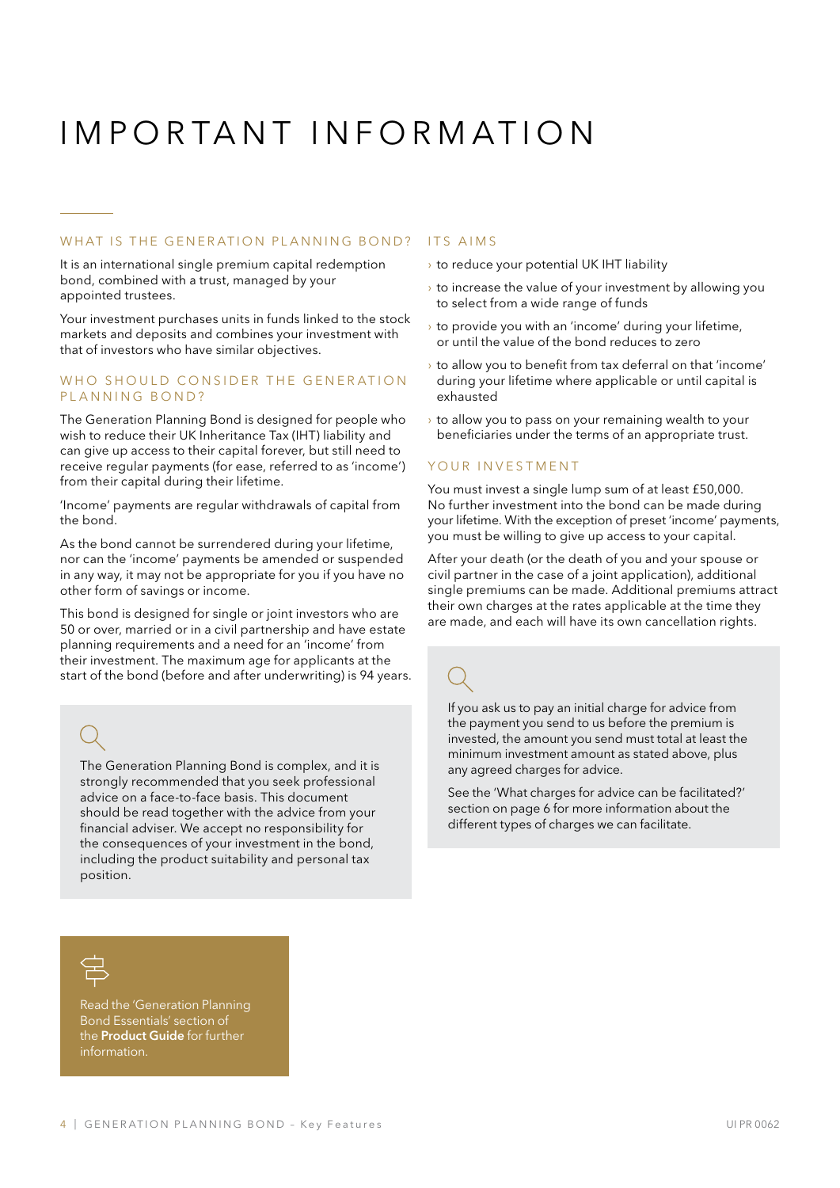# IMPORTANT INFORMATION

## WHAT IS THE GENERATION PLANNING BOND?

It is an international single premium capital redemption bond, combined with a trust, managed by your appointed trustees.

Your investment purchases units in funds linked to the stock markets and deposits and combines your investment with that of investors who have similar objectives.

## WHO SHOULD CONSIDER THE GENERATION PLANNING BOND?

The Generation Planning Bond is designed for people who wish to reduce their UK Inheritance Tax (IHT) liability and can give up access to their capital forever, but still need to receive regular payments (for ease, referred to as 'income') from their capital during their lifetime.

'Income' payments are regular withdrawals of capital from the bond.

As the bond cannot be surrendered during your lifetime, nor can the 'income' payments be amended or suspended in any way, it may not be appropriate for you if you have no other form of savings or income.

This bond is designed for single or joint investors who are 50 or over, married or in a civil partnership and have estate planning requirements and a need for an 'income' from their investment. The maximum age for applicants at the start of the bond (before and after underwriting) is 94 years.

The Generation Planning Bond is complex, and it is strongly recommended that you seek professional advice on a face-to-face basis. This document should be read together with the advice from your financial adviser. We accept no responsibility for the consequences of your investment in the bond, including the product suitability and personal tax position.

Read the 'Generation Planning Bond Essentials' section of the **Product Guide** for further information.

## ITS AIMS

- to reduce your potential UK IHT liability
- to increase the value of your investment by allowing you to select from a wide range of funds
- to provide you with an 'income' during your lifetime, or until the value of the bond reduces to zero
- to allow you to benefit from tax deferral on that 'income' during your lifetime where applicable or until capital is exhausted
- to allow you to pass on your remaining wealth to your beneficiaries under the terms of an appropriate trust.

## YOUR INVESTMENT

You must invest a single lump sum of at least £50,000. No further investment into the bond can be made during your lifetime. With the exception of preset 'income' payments, you must be willing to give up access to your capital.

After your death (or the death of you and your spouse or civil partner in the case of a joint application), additional single premiums can be made. Additional premiums attract their own charges at the rates applicable at the time they are made, and each will have its own cancellation rights.

If you ask us to pay an initial charge for advice from the payment you send to us before the premium is invested, the amount you send must total at least the minimum investment amount as stated above, plus any agreed charges for advice.

See the 'What charges for advice can be facilitated?' section on page 6 for more information about the different types of charges we can facilitate.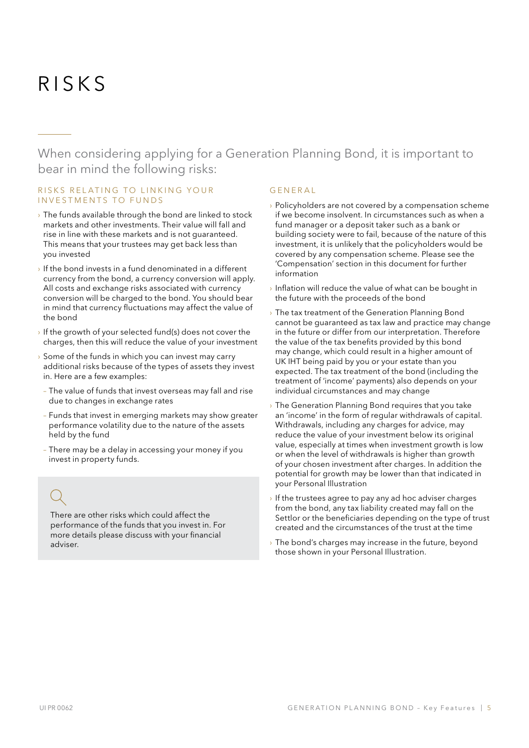# RISKS

When considering applying for a Generation Planning Bond, it is important to bear in mind the following risks:

## RISKS RELATING TO LINKING YOUR INVESTMENTS TO FUNDS

- The funds available through the bond are linked to stock markets and other investments. Their value will fall and rise in line with these markets and is not guaranteed. This means that your trustees may get back less than you invested
- If the bond invests in a fund denominated in a different currency from the bond, a currency conversion will apply. All costs and exchange risks associated with currency conversion will be charged to the bond. You should bear in mind that currency fluctuations may affect the value of the bond
- If the growth of your selected fund(s) does not cover the charges, then this will reduce the value of your investment
- Some of the funds in which you can invest may carry additional risks because of the types of assets they invest in. Here are a few examples:
  - The value of funds that invest overseas may fall and rise due to changes in exchange rates
  - Funds that invest in emerging markets may show greater performance volatility due to the nature of the assets held by the fund
  - There may be a delay in accessing your money if you invest in property funds.

There are other risks which could affect the performance of the funds that you invest in. For more details please discuss with your financial adviser.

## GENERAL

- Policyholders are not covered by a compensation scheme if we become insolvent. In circumstances such as when a fund manager or a deposit taker such as a bank or building society were to fail, because of the nature of this investment, it is unlikely that the policyholders would be covered by any compensation scheme. Please see the 'Compensation' section in this document for further information
- Inflation will reduce the value of what can be bought in the future with the proceeds of the bond
- The tax treatment of the Generation Planning Bond cannot be guaranteed as tax law and practice may change in the future or differ from our interpretation. Therefore the value of the tax benefits provided by this bond may change, which could result in a higher amount of UK IHT being paid by you or your estate than you expected. The tax treatment of the bond (including the treatment of 'income' payments) also depends on your individual circumstances and may change
- The Generation Planning Bond requires that you take an 'income' in the form of regular withdrawals of capital. Withdrawals, including any charges for advice, may reduce the value of your investment below its original value, especially at times when investment growth is low or when the level of withdrawals is higher than growth of your chosen investment after charges. In addition the potential for growth may be lower than that indicated in your Personal Illustration
- If the trustees agree to pay any ad hoc adviser charges from the bond, any tax liability created may fall on the Settlor or the beneficiaries depending on the type of trust created and the circumstances of the trust at the time
- The bond's charges may increase in the future, beyond those shown in your Personal Illustration.

UI PR 0062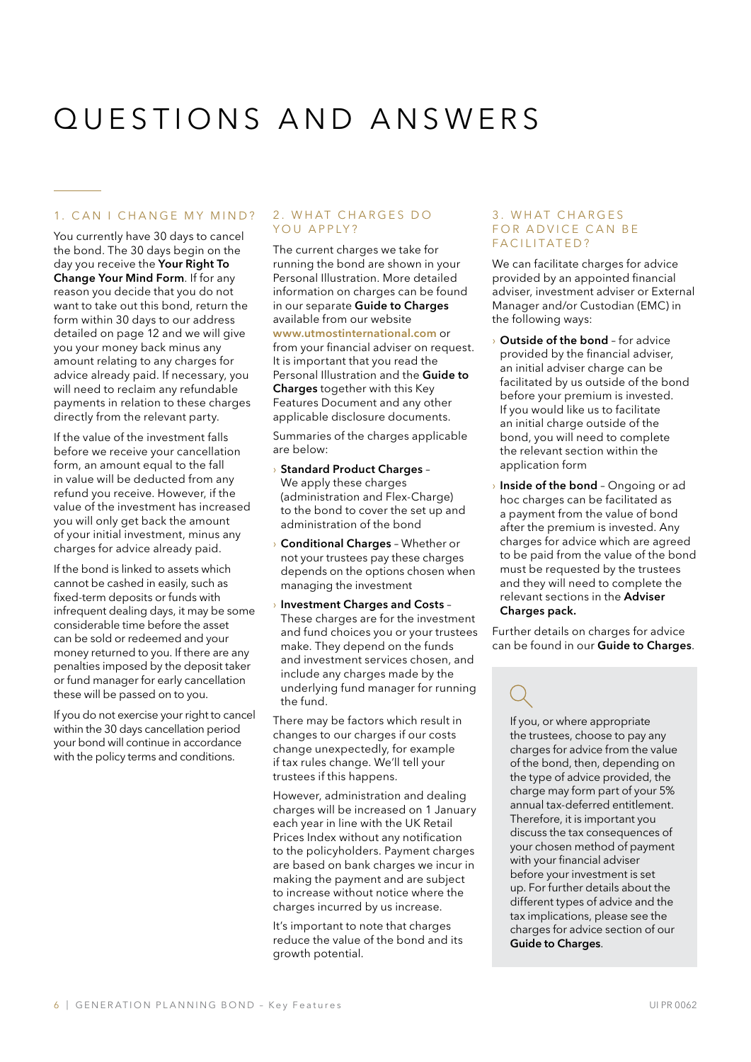# QUESTIONS AND ANSWERS

## 1. CAN I CHANGE MY MIND?

You currently have 30 days to cancel the bond. The 30 days begin on the day you receive the **Your Right To Change Your Mind Form**. If for any reason you decide that you do not want to take out this bond, return the form within 30 days to our address detailed on page 12 and we will give you your money back minus any amount relating to any charges for advice already paid. If necessary, you will need to reclaim any refundable payments in relation to these charges directly from the relevant party.

If the value of the investment falls before we receive your cancellation form, an amount equal to the fall in value will be deducted from any refund you receive. However, if the value of the investment has increased you will only get back the amount of your initial investment, minus any charges for advice already paid.

If the bond is linked to assets which cannot be cashed in easily, such as fixed-term deposits or funds with infrequent dealing days, it may be some considerable time before the asset can be sold or redeemed and your money returned to you. If there are any penalties imposed by the deposit taker or fund manager for early cancellation these will be passed on to you.

If you do not exercise your right to cancel within the 30 days cancellation period your bond will continue in accordance with the policy terms and conditions.

## 2. WHAT CHARGES DO YOU APPLY?

The current charges we take for running the bond are shown in your Personal Illustration. More detailed information on charges can be found in our separate **Guide to Charges** available from our website **www.utmostinternational.com** or from your financial adviser on request. It is important that you read the Personal Illustration and the **Guide to Charges** together with this Key Features Document and any other applicable disclosure documents.

Summaries of the charges applicable are below:

- **Standard Product Charges** – We apply these charges (administration and Flex-Charge) to the bond to cover the set up and administration of the bond
- **Conditional Charges** – Whether or not your trustees pay these charges depends on the options chosen when managing the investment
- **Investment Charges and Costs** – These charges are for the investment and fund choices you or your trustees make. They depend on the funds and investment services chosen, and include any charges made by the underlying fund manager for running the fund.

There may be factors which result in changes to our charges if our costs change unexpectedly, for example if tax rules change. We'll tell your trustees if this happens.

However, administration and dealing charges will be increased on 1 January each year in line with the UK Retail Prices Index without any notification to the policyholders. Payment charges are based on bank charges we incur in making the payment and are subject to increase without notice where the charges incurred by us increase.

It's important to note that charges reduce the value of the bond and its growth potential.

## 3. WHAT CHARGES FOR ADVICE CAN BE FACILITATED?

We can facilitate charges for advice provided by an appointed financial adviser, investment adviser or External Manager and/or Custodian (EMC) in the following ways:

- **Outside of the bond** – for advice provided by the financial adviser, an initial adviser charge can be facilitated by us outside of the bond before your premium is invested. If you would like us to facilitate an initial charge outside of the bond, you will need to complete the relevant section within the application form
- **Inside of the bond** – Ongoing or ad hoc charges can be facilitated as a payment from the value of bond after the premium is invested. Any charges for advice which are agreed to be paid from the value of the bond must be requested by the trustees and they will need to complete the relevant sections in the **Adviser Charges pack.**

Further details on charges for advice can be found in our **Guide to Charges**.

If you, or where appropriate the trustees, choose to pay any charges for advice from the value of the bond, then, depending on the type of advice provided, the charge may form part of your 5% annual tax-deferred entitlement. Therefore, it is important you discuss the tax consequences of your chosen method of payment with your financial adviser before your investment is set up. For further details about the different types of advice and the tax implications, please see the charges for advice section of our **Guide to Charges**.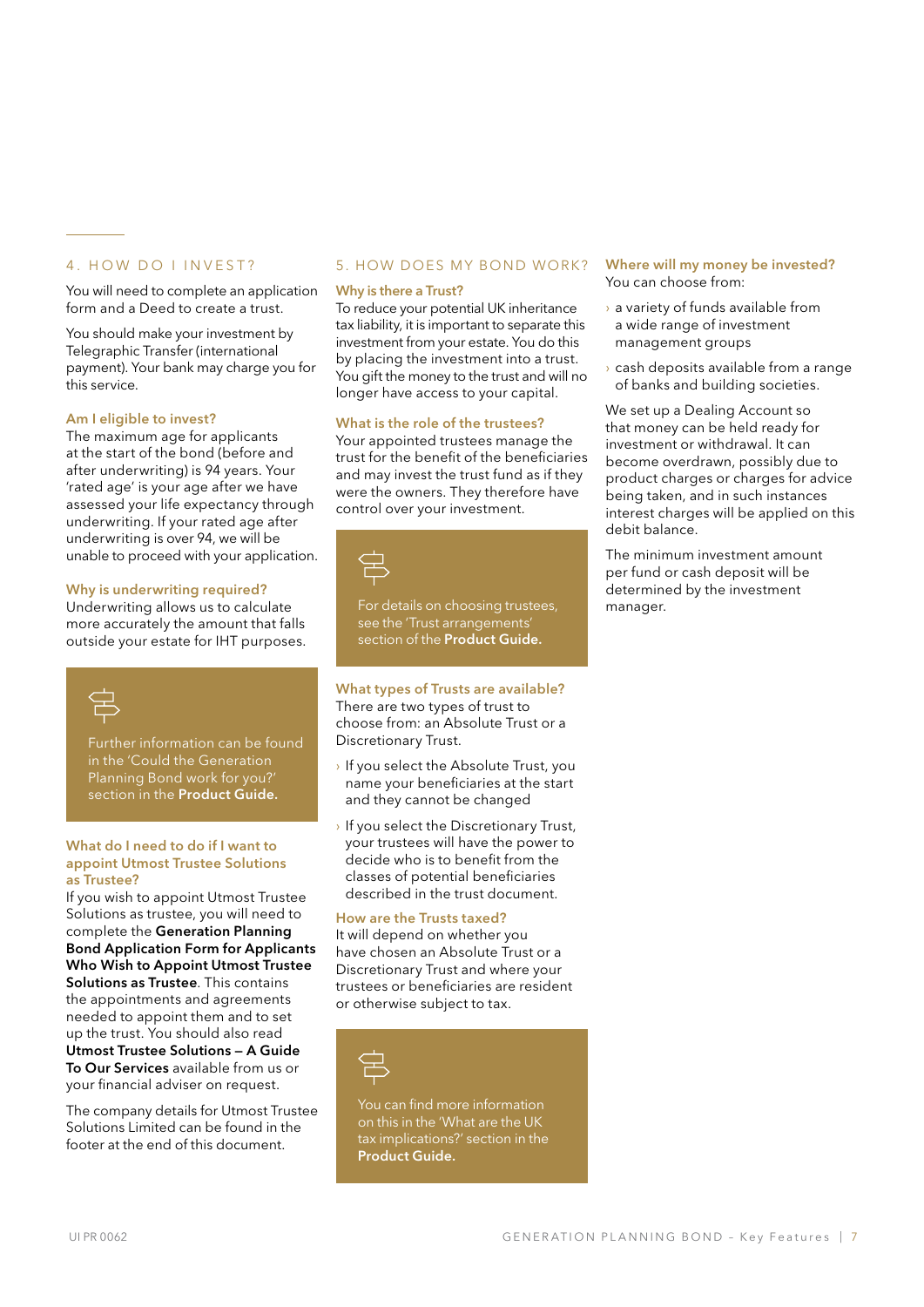## 4. HOW DO I INVEST?

You will need to complete an application form and a Deed to create a trust.

You should make your investment by Telegraphic Transfer (international payment). Your bank may charge you for this service.

### Am I eligible to invest?

The maximum age for applicants at the start of the bond (before and after underwriting) is 94 years. Your 'rated age' is your age after we have assessed your life expectancy through underwriting. If your rated age after underwriting is over 94, we will be unable to proceed with your application.

### Why is underwriting required?

Underwriting allows us to calculate more accurately the amount that falls outside your estate for IHT purposes.

> Further information can be found in the 'Could the Generation Planning Bond work for you?' section in the **Product Guide.**

### What do I need to do if I want to appoint Utmost Trustee Solutions as Trustee?

If you wish to appoint Utmost Trustee Solutions as trustee, you will need to complete the **Generation Planning Bond Application Form for Applicants Who Wish to Appoint Utmost Trustee Solutions as Trustee**. This contains the appointments and agreements needed to appoint them and to set up the trust. You should also read **Utmost Trustee Solutions – A Guide To Our Services** available from us or your financial adviser on request.

The company details for Utmost Trustee Solutions Limited can be found in the footer at the end of this document.

## 5. HOW DOES MY BOND WORK?

### Why is there a Trust?

To reduce your potential UK inheritance tax liability, it is important to separate this investment from your estate. You do this by placing the investment into a trust. You gift the money to the trust and will no longer have access to your capital.

### What is the role of the trustees?

Your appointed trustees manage the trust for the benefit of the beneficiaries and may invest the trust fund as if they were the owners. They therefore have control over your investment.

> For details on choosing trustees, see the 'Trust arrangements' section of the **Product Guide.**

### What types of Trusts are available?

There are two types of trust to choose from: an Absolute Trust or a Discretionary Trust.

- If you select the Absolute Trust, you name your beneficiaries at the start and they cannot be changed
- If you select the Discretionary Trust, your trustees will have the power to decide who is to benefit from the classes of potential beneficiaries described in the trust document.

### How are the Trusts taxed?

It will depend on whether you have chosen an Absolute Trust or a Discretionary Trust and where your trustees or beneficiaries are resident or otherwise subject to tax.

> You can find more information on this in the 'What are the UK tax implications?' section in the **Product Guide.**

### Where will my money be invested?

You can choose from:

- a variety of funds available from a wide range of investment management groups
- cash deposits available from a range of banks and building societies.

We set up a Dealing Account so that money can be held ready for investment or withdrawal. It can become overdrawn, possibly due to product charges or charges for advice being taken, and in such instances interest charges will be applied on this debit balance.

The minimum investment amount per fund or cash deposit will be determined by the investment manager.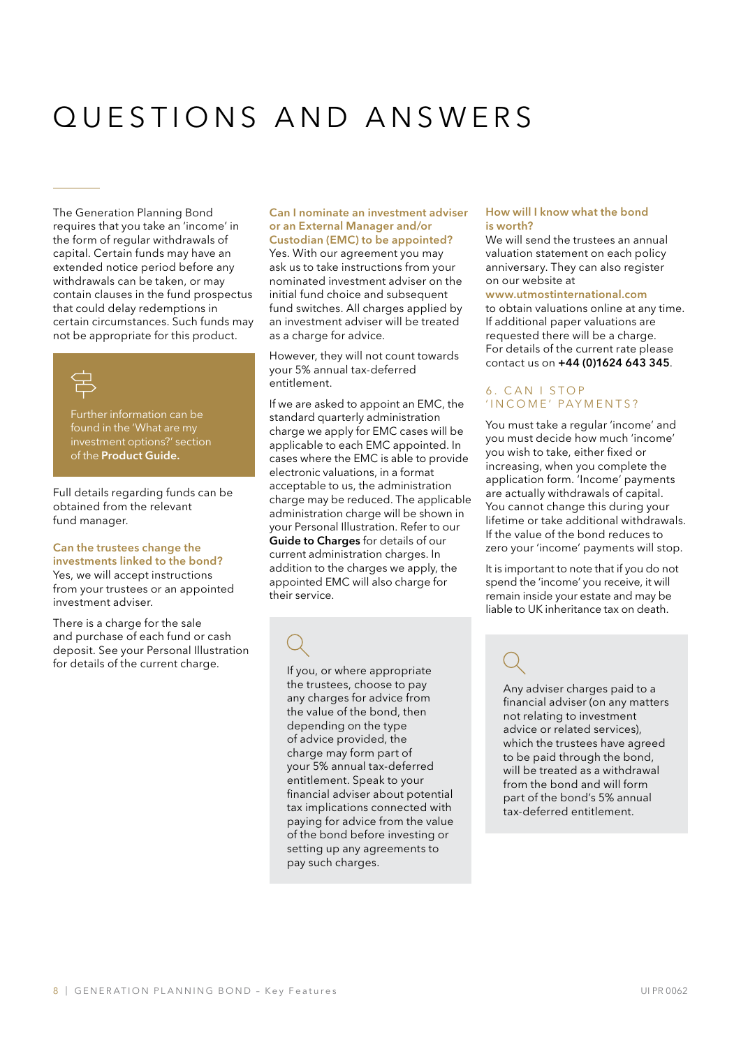# QUESTIONS AND ANSWERS

The Generation Planning Bond requires that you take an 'income' in the form of regular withdrawals of capital. Certain funds may have an extended notice period before any withdrawals can be taken, or may contain clauses in the fund prospectus that could delay redemptions in certain circumstances. Such funds may not be appropriate for this product.

Further information can be found in the 'What are my investment options?' section of the **Product Guide.**

Full details regarding funds can be obtained from the relevant fund manager.

**Can the trustees change the investments linked to the bond?**
Yes, we will accept instructions from your trustees or an appointed investment adviser.

There is a charge for the sale and purchase of each fund or cash deposit. See your Personal Illustration for details of the current charge.

**Can I nominate an investment adviser or an External Manager and/or Custodian (EMC) to be appointed?**
Yes. With our agreement you may ask us to take instructions from your nominated investment adviser on the initial fund choice and subsequent fund switches. All charges applied by an investment adviser will be treated as a charge for advice.

However, they will not count towards your 5% annual tax-deferred entitlement.

If we are asked to appoint an EMC, the standard quarterly administration charge we apply for EMC cases will be applicable to each EMC appointed. In cases where the EMC is able to provide electronic valuations, in a format acceptable to us, the administration charge may be reduced. The applicable administration charge will be shown in your Personal Illustration. Refer to our **Guide to Charges** for details of our current administration charges. In addition to the charges we apply, the appointed EMC will also charge for their service.

If you, or where appropriate the trustees, choose to pay any charges for advice from the value of the bond, then depending on the type of advice provided, the charge may form part of your 5% annual tax-deferred entitlement. Speak to your financial adviser about potential tax implications connected with paying for advice from the value of the bond before investing or setting up any agreements to pay such charges.

**How will I know what the bond is worth?**
We will send the trustees an annual valuation statement on each policy anniversary. They can also register on our website at **www.utmostinternational.com** to obtain valuations online at any time. If additional paper valuations are requested there will be a charge. For details of the current rate please contact us on **+44 (0)1624 643 345**.

## 6. CAN I STOP 'INCOME' PAYMENTS?

You must take a regular 'income' and you must decide how much 'income' you wish to take, either fixed or increasing, when you complete the application form. 'Income' payments are actually withdrawals of capital. You cannot change this during your lifetime or take additional withdrawals. If the value of the bond reduces to zero your 'income' payments will stop.

It is important to note that if you do not spend the 'income' you receive, it will remain inside your estate and may be liable to UK inheritance tax on death.

Any adviser charges paid to a financial adviser (on any matters not relating to investment advice or related services), which the trustees have agreed to be paid through the bond, will be treated as a withdrawal from the bond and will form part of the bond's 5% annual tax-deferred entitlement.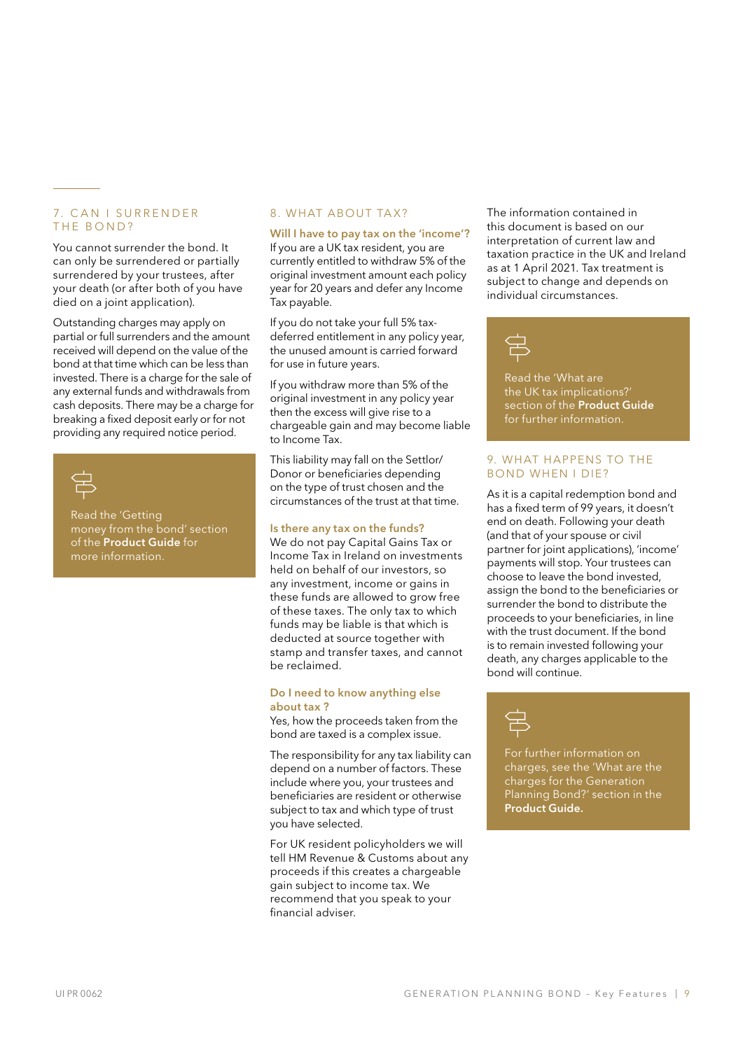## 7. CAN I SURRENDER THE BOND?

You cannot surrender the bond. It can only be surrendered or partially surrendered by your trustees, after your death (or after both of you have died on a joint application).

Outstanding charges may apply on partial or full surrenders and the amount received will depend on the value of the bond at that time which can be less than invested. There is a charge for the sale of any external funds and withdrawals from cash deposits. There may be a charge for breaking a fixed deposit early or for not providing any required notice period.

> Read the 'Getting money from the bond' section of the **Product Guide** for more information.

## 8. WHAT ABOUT TAX?

### Will I have to pay tax on the 'income'?

If you are a UK tax resident, you are currently entitled to withdraw 5% of the original investment amount each policy year for 20 years and defer any Income Tax payable.

If you do not take your full 5% tax-deferred entitlement in any policy year, the unused amount is carried forward for use in future years.

If you withdraw more than 5% of the original investment in any policy year then the excess will give rise to a chargeable gain and may become liable to Income Tax.

This liability may fall on the Settlor/Donor or beneficiaries depending on the type of trust chosen and the circumstances of the trust at that time.

### Is there any tax on the funds?

We do not pay Capital Gains Tax or Income Tax in Ireland on investments held on behalf of our investors, so any investment, income or gains in these funds are allowed to grow free of these taxes. The only tax to which funds may be liable is that which is deducted at source together with stamp and transfer taxes, and cannot be reclaimed.

### Do I need to know anything else about tax ?

Yes, how the proceeds taken from the bond are taxed is a complex issue.

The responsibility for any tax liability can depend on a number of factors. These include where you, your trustees and beneficiaries are resident or otherwise subject to tax and which type of trust you have selected.

For UK resident policyholders we will tell HM Revenue & Customs about any proceeds if this creates a chargeable gain subject to income tax. We recommend that you speak to your financial adviser.

The information contained in this document is based on our interpretation of current law and taxation practice in the UK and Ireland as at 1 April 2021. Tax treatment is subject to change and depends on individual circumstances.

> Read the 'What are the UK tax implications?' section of the **Product Guide** for further information.

## 9. WHAT HAPPENS TO THE BOND WHEN I DIE?

As it is a capital redemption bond and has a fixed term of 99 years, it doesn't end on death. Following your death (and that of your spouse or civil partner for joint applications), 'income' payments will stop. Your trustees can choose to leave the bond invested, assign the bond to the beneficiaries or surrender the bond to distribute the proceeds to your beneficiaries, in line with the trust document. If the bond is to remain invested following your death, any charges applicable to the bond will continue.

> For further information on charges, see the 'What are the charges for the Generation Planning Bond?' section in the **Product Guide.**

UI PR 0062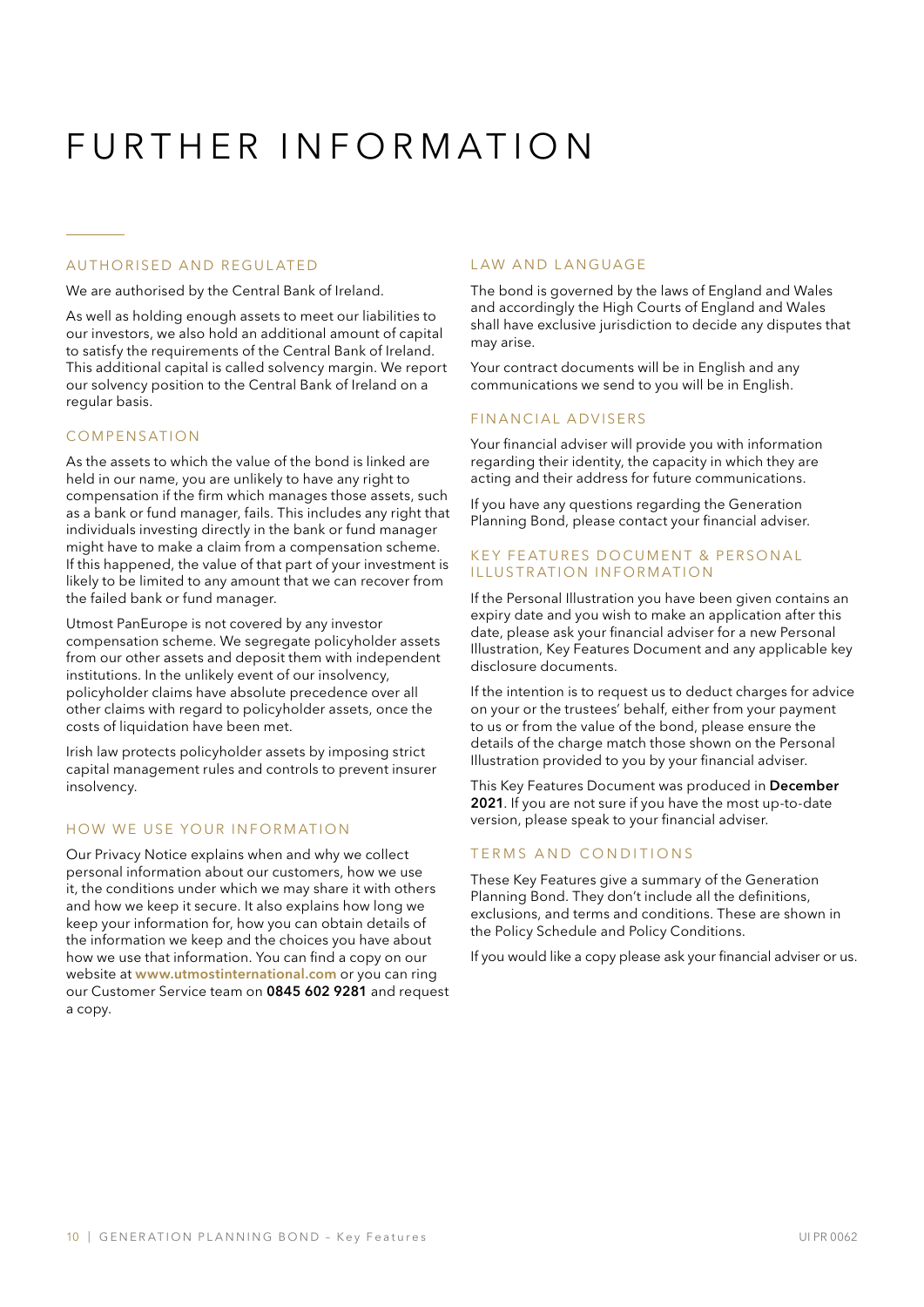# FURTHER INFORMATION

## AUTHORISED AND REGULATED

We are authorised by the Central Bank of Ireland.

As well as holding enough assets to meet our liabilities to our investors, we also hold an additional amount of capital to satisfy the requirements of the Central Bank of Ireland. This additional capital is called solvency margin. We report our solvency position to the Central Bank of Ireland on a regular basis.

## COMPENSATION

As the assets to which the value of the bond is linked are held in our name, you are unlikely to have any right to compensation if the firm which manages those assets, such as a bank or fund manager, fails. This includes any right that individuals investing directly in the bank or fund manager might have to make a claim from a compensation scheme. If this happened, the value of that part of your investment is likely to be limited to any amount that we can recover from the failed bank or fund manager.

Utmost PanEurope is not covered by any investor compensation scheme. We segregate policyholder assets from our other assets and deposit them with independent institutions. In the unlikely event of our insolvency, policyholder claims have absolute precedence over all other claims with regard to policyholder assets, once the costs of liquidation have been met.

Irish law protects policyholder assets by imposing strict capital management rules and controls to prevent insurer insolvency.

## HOW WE USE YOUR INFORMATION

Our Privacy Notice explains when and why we collect personal information about our customers, how we use it, the conditions under which we may share it with others and how we keep it secure. It also explains how long we keep your information for, how you can obtain details of the information we keep and the choices you have about how we use that information. You can find a copy on our website at **www.utmostinternational.com** or you can ring our Customer Service team on **0845 602 9281** and request a copy.

## LAW AND LANGUAGE

The bond is governed by the laws of England and Wales and accordingly the High Courts of England and Wales shall have exclusive jurisdiction to decide any disputes that may arise.

Your contract documents will be in English and any communications we send to you will be in English.

## FINANCIAL ADVISERS

Your financial adviser will provide you with information regarding their identity, the capacity in which they are acting and their address for future communications.

If you have any questions regarding the Generation Planning Bond, please contact your financial adviser.

## KEY FEATURES DOCUMENT & PERSONAL ILLUSTRATION INFORMATION

If the Personal Illustration you have been given contains an expiry date and you wish to make an application after this date, please ask your financial adviser for a new Personal Illustration, Key Features Document and any applicable key disclosure documents.

If the intention is to request us to deduct charges for advice on your or the trustees' behalf, either from your payment to us or from the value of the bond, please ensure the details of the charge match those shown on the Personal Illustration provided to you by your financial adviser.

This Key Features Document was produced in **December 2021**. If you are not sure if you have the most up-to-date version, please speak to your financial adviser.

## TERMS AND CONDITIONS

These Key Features give a summary of the Generation Planning Bond. They don't include all the definitions, exclusions, and terms and conditions. These are shown in the Policy Schedule and Policy Conditions.

If you would like a copy please ask your financial adviser or us.

UI PR 0062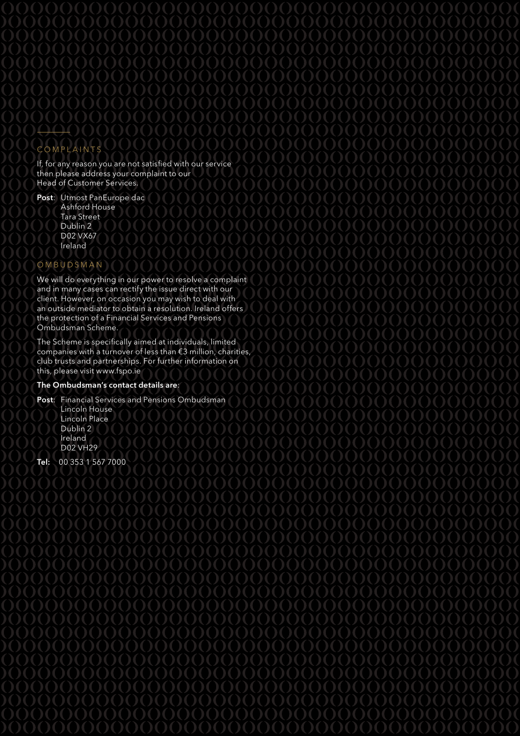## COMPLAINTS

If, for any reason you are not satisfied with our service then please address your complaint to our Head of Customer Services.

**Post**: Utmost PanEurope dac
Ashford House
Tara Street
Dublin 2
D02 VX67
Ireland

## OMBUDSMAN

We will do everything in our power to resolve a complaint and in many cases can rectify the issue direct with our client. However, on occasion you may wish to deal with an outside mediator to obtain a resolution. Ireland offers the protection of a Financial Services and Pensions Ombudsman Scheme.

The Scheme is specifically aimed at individuals, limited companies with a turnover of less than €3 million, charities, club trusts and partnerships. For further information on this, please visit www.fspo.ie

**The Ombudsman's contact details are**:

**Post**: Financial Services and Pensions Ombudsman
Lincoln House
Lincoln Place
Dublin 2
Ireland
D02 VH29

**Tel:** 00 353 1 567 7000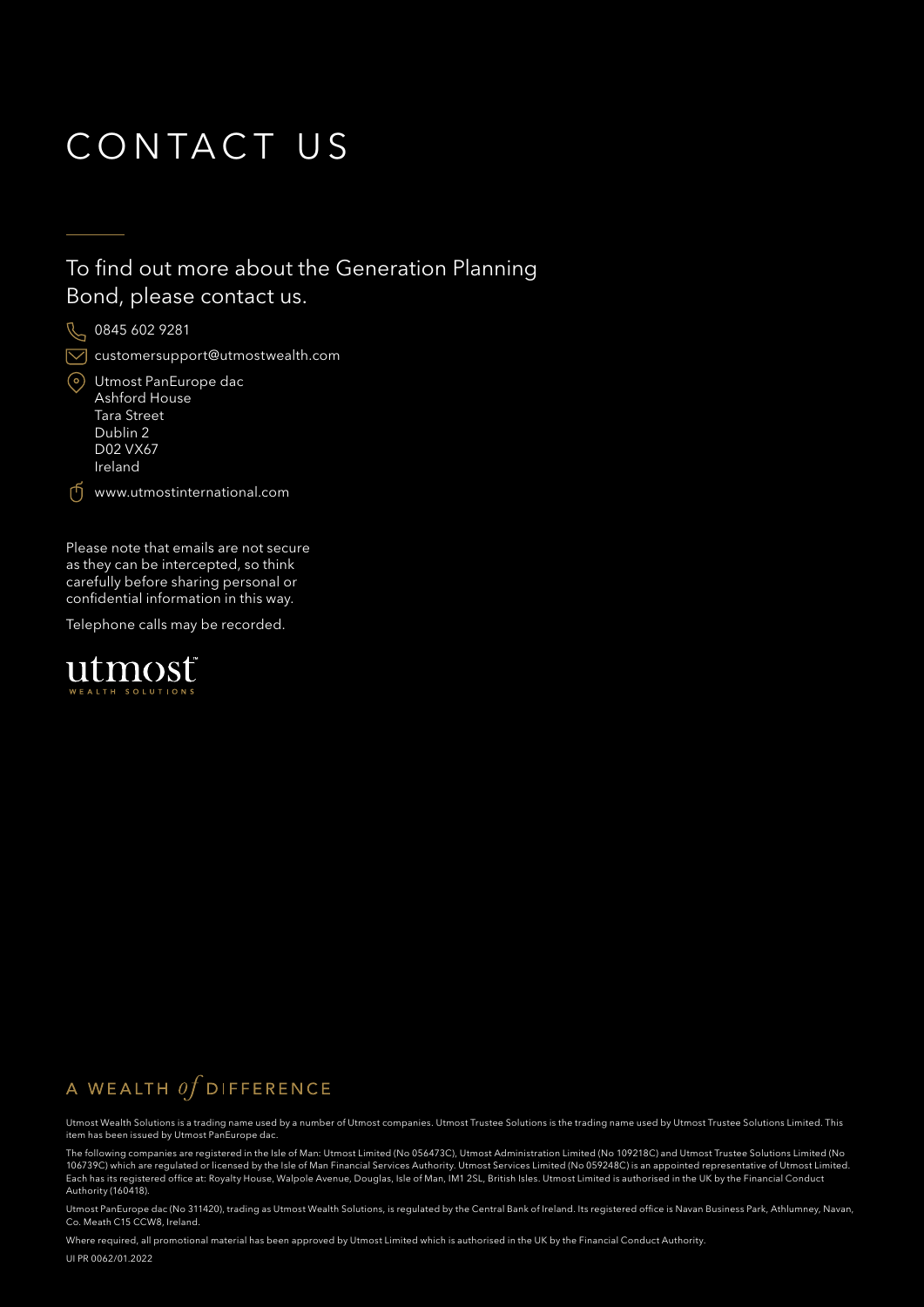# CONTACT US

## To find out more about the Generation Planning Bond, please contact us.

0845 602 9281

customersupport@utmostwealth.com

Utmost PanEurope dac
Ashford House
Tara Street
Dublin 2
D02 VX67
Ireland

www.utmostinternational.com

Please note that emails are not secure as they can be intercepted, so think carefully before sharing personal or confidential information in this way.

Telephone calls may be recorded.

utmost™
WEALTH SOLUTIONS

A WEALTH *of* DIFFERENCE

Utmost Wealth Solutions is a trading name used by a number of Utmost companies. Utmost Trustee Solutions is the trading name used by Utmost Trustee Solutions Limited. This item has been issued by Utmost PanEurope dac.

The following companies are registered in the Isle of Man: Utmost Limited (No 056473C), Utmost Administration Limited (No 109218C) and Utmost Trustee Solutions Limited (No 106739C) which are regulated or licensed by the Isle of Man Financial Services Authority. Utmost Services Limited (No 059248C) is an appointed representative of Utmost Limited. Each has its registered office at: Royalty House, Walpole Avenue, Douglas, Isle of Man, IM1 2SL, British Isles. Utmost Limited is authorised in the UK by the Financial Conduct Authority (160418).

Utmost PanEurope dac (No 311420), trading as Utmost Wealth Solutions, is regulated by the Central Bank of Ireland. Its registered office is Navan Business Park, Athlumney, Navan, Co. Meath C15 CCW8, Ireland.

Where required, all promotional material has been approved by Utmost Limited which is authorised in the UK by the Financial Conduct Authority.

UI PR 0062/01.2022